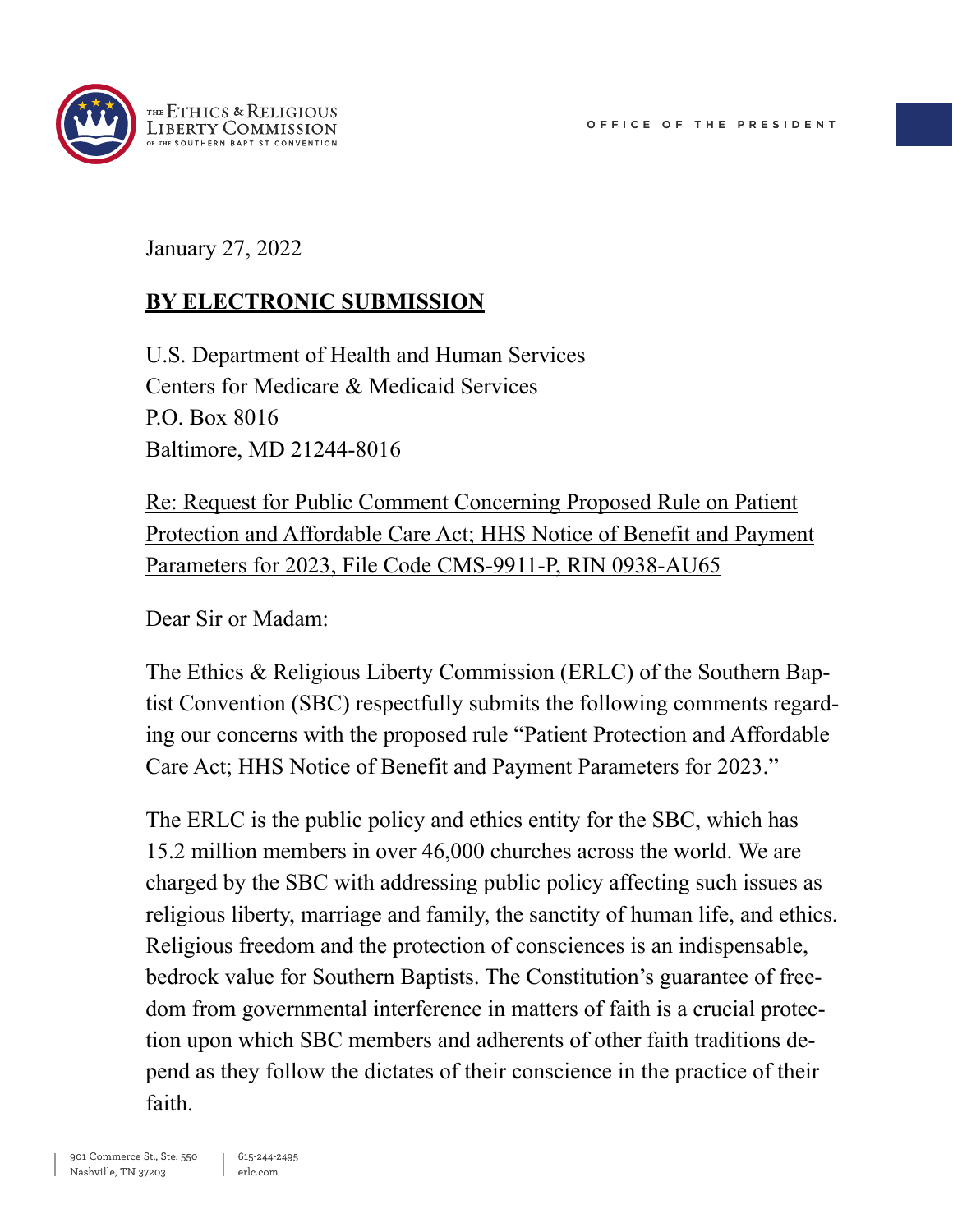THE ETHICS & RELIGIOUS LIBERTY COMMISSION OF THE SOUTHERN BAPTIST CONVENTION

OFFICE OF THE PRESIDENT

January 27, 2022

**BY ELECTRONIC SUBMISSION**

U.S. Department of Health and Human Services
Centers for Medicare & Medicaid Services
P.O. Box 8016
Baltimore, MD 21244-8016

Re: Request for Public Comment Concerning Proposed Rule on Patient Protection and Affordable Care Act; HHS Notice of Benefit and Payment Parameters for 2023, File Code CMS-9911-P, RIN 0938-AU65

Dear Sir or Madam:

The Ethics & Religious Liberty Commission (ERLC) of the Southern Baptist Convention (SBC) respectfully submits the following comments regarding our concerns with the proposed rule "Patient Protection and Affordable Care Act; HHS Notice of Benefit and Payment Parameters for 2023."

The ERLC is the public policy and ethics entity for the SBC, which has 15.2 million members in over 46,000 churches across the world. We are charged by the SBC with addressing public policy affecting such issues as religious liberty, marriage and family, the sanctity of human life, and ethics. Religious freedom and the protection of consciences is an indispensable, bedrock value for Southern Baptists. The Constitution's guarantee of freedom from governmental interference in matters of faith is a crucial protection upon which SBC members and adherents of other faith traditions depend as they follow the dictates of their conscience in the practice of their faith.

901 Commerce St., Ste. 550
Nashville, TN 37203

615-244-2495
erlc.com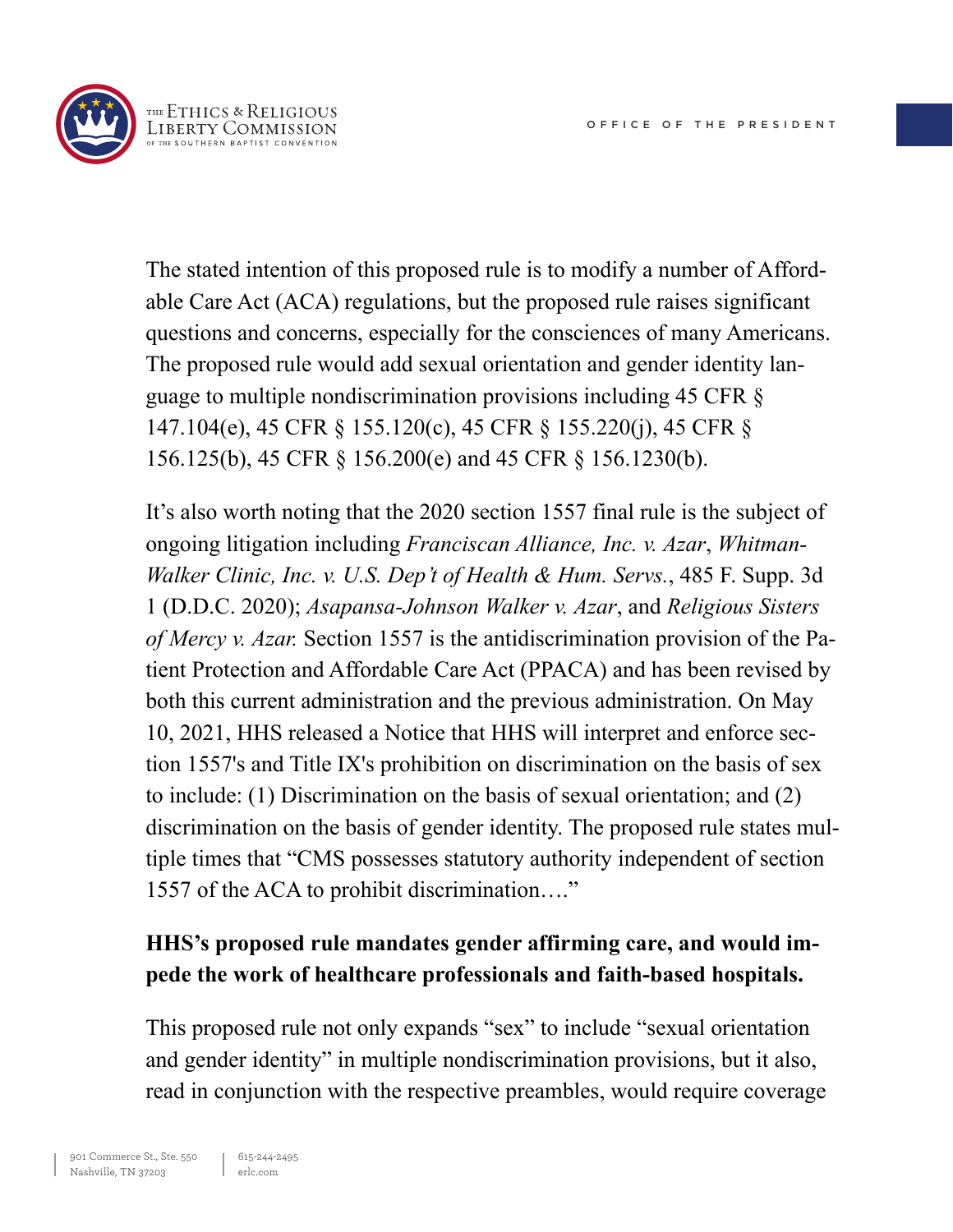The stated intention of this proposed rule is to modify a number of Affordable Care Act (ACA) regulations, but the proposed rule raises significant questions and concerns, especially for the consciences of many Americans. The proposed rule would add sexual orientation and gender identity language to multiple nondiscrimination provisions including 45 CFR § 147.104(e), 45 CFR § 155.120(c), 45 CFR § 155.220(j), 45 CFR § 156.125(b), 45 CFR § 156.200(e) and 45 CFR § 156.1230(b).

It's also worth noting that the 2020 section 1557 final rule is the subject of ongoing litigation including *Franciscan Alliance, Inc. v. Azar*, *Whitman-Walker Clinic, Inc. v. U.S. Dep't of Health & Hum. Servs.*, 485 F. Supp. 3d 1 (D.D.C. 2020); *Asapansa-Johnson Walker v. Azar*, and *Religious Sisters of Mercy v. Azar.* Section 1557 is the antidiscrimination provision of the Patient Protection and Affordable Care Act (PPACA) and has been revised by both this current administration and the previous administration. On May 10, 2021, HHS released a Notice that HHS will interpret and enforce section 1557's and Title IX's prohibition on discrimination on the basis of sex to include: (1) Discrimination on the basis of sexual orientation; and (2) discrimination on the basis of gender identity. The proposed rule states multiple times that "CMS possesses statutory authority independent of section 1557 of the ACA to prohibit discrimination…."

**HHS's proposed rule mandates gender affirming care, and would impede the work of healthcare professionals and faith-based hospitals.**

This proposed rule not only expands "sex" to include "sexual orientation and gender identity" in multiple nondiscrimination provisions, but it also, read in conjunction with the respective preambles, would require coverage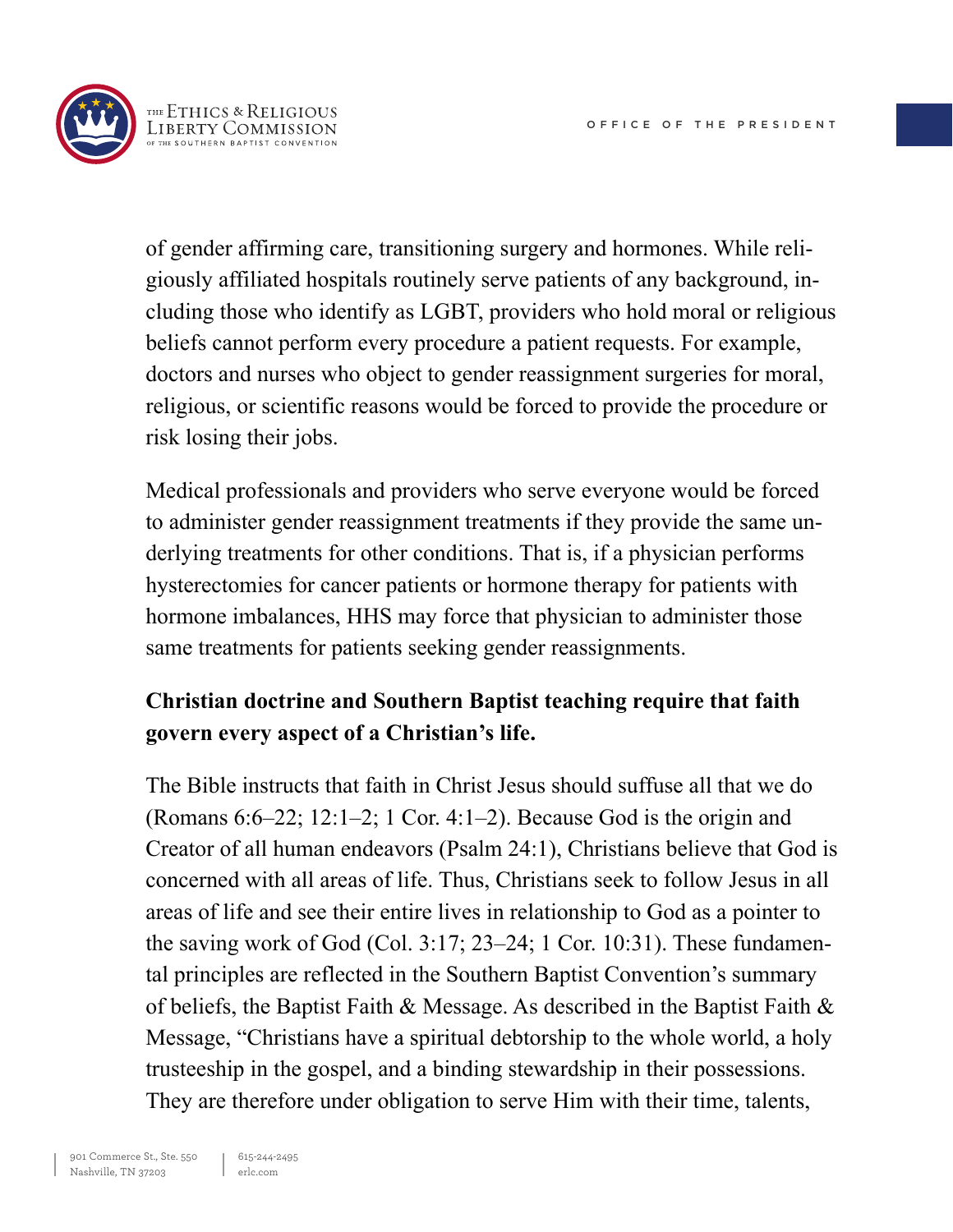of gender affirming care, transitioning surgery and hormones. While religiously affiliated hospitals routinely serve patients of any background, including those who identify as LGBT, providers who hold moral or religious beliefs cannot perform every procedure a patient requests. For example, doctors and nurses who object to gender reassignment surgeries for moral, religious, or scientific reasons would be forced to provide the procedure or risk losing their jobs.

Medical professionals and providers who serve everyone would be forced to administer gender reassignment treatments if they provide the same underlying treatments for other conditions. That is, if a physician performs hysterectomies for cancer patients or hormone therapy for patients with hormone imbalances, HHS may force that physician to administer those same treatments for patients seeking gender reassignments.

**Christian doctrine and Southern Baptist teaching require that faith govern every aspect of a Christian's life.**

The Bible instructs that faith in Christ Jesus should suffuse all that we do (Romans 6:6–22; 12:1–2; 1 Cor. 4:1–2). Because God is the origin and Creator of all human endeavors (Psalm 24:1), Christians believe that God is concerned with all areas of life. Thus, Christians seek to follow Jesus in all areas of life and see their entire lives in relationship to God as a pointer to the saving work of God (Col. 3:17; 23–24; 1 Cor. 10:31). These fundamental principles are reflected in the Southern Baptist Convention's summary of beliefs, the Baptist Faith & Message. As described in the Baptist Faith & Message, "Christians have a spiritual debtorship to the whole world, a holy trusteeship in the gospel, and a binding stewardship in their possessions. They are therefore under obligation to serve Him with their time, talents,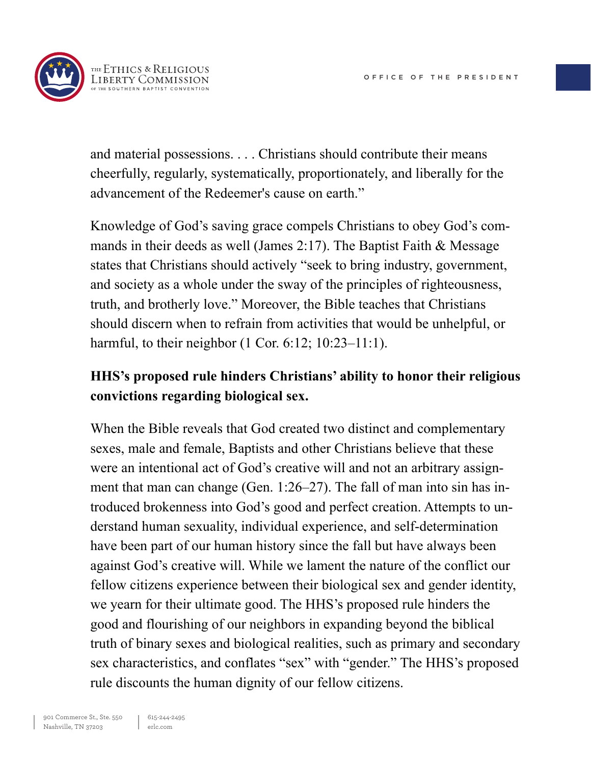and material possessions. . . . Christians should contribute their means cheerfully, regularly, systematically, proportionately, and liberally for the advancement of the Redeemer's cause on earth."

Knowledge of God's saving grace compels Christians to obey God's commands in their deeds as well (James 2:17). The Baptist Faith & Message states that Christians should actively "seek to bring industry, government, and society as a whole under the sway of the principles of righteousness, truth, and brotherly love." Moreover, the Bible teaches that Christians should discern when to refrain from activities that would be unhelpful, or harmful, to their neighbor (1 Cor. 6:12; 10:23–11:1).

**HHS's proposed rule hinders Christians' ability to honor their religious convictions regarding biological sex.**

When the Bible reveals that God created two distinct and complementary sexes, male and female, Baptists and other Christians believe that these were an intentional act of God's creative will and not an arbitrary assignment that man can change (Gen. 1:26–27). The fall of man into sin has introduced brokenness into God's good and perfect creation. Attempts to understand human sexuality, individual experience, and self-determination have been part of our human history since the fall but have always been against God's creative will. While we lament the nature of the conflict our fellow citizens experience between their biological sex and gender identity, we yearn for their ultimate good. The HHS's proposed rule hinders the good and flourishing of our neighbors in expanding beyond the biblical truth of binary sexes and biological realities, such as primary and secondary sex characteristics, and conflates "sex" with "gender." The HHS's proposed rule discounts the human dignity of our fellow citizens.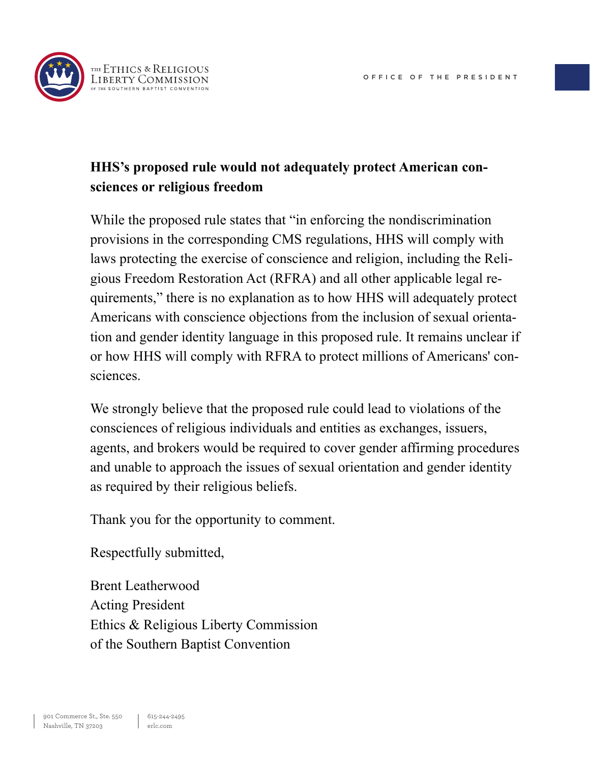**HHS's proposed rule would not adequately protect American consciences or religious freedom**

While the proposed rule states that "in enforcing the nondiscrimination provisions in the corresponding CMS regulations, HHS will comply with laws protecting the exercise of conscience and religion, including the Religious Freedom Restoration Act (RFRA) and all other applicable legal requirements," there is no explanation as to how HHS will adequately protect Americans with conscience objections from the inclusion of sexual orientation and gender identity language in this proposed rule. It remains unclear if or how HHS will comply with RFRA to protect millions of Americans' consciences.

We strongly believe that the proposed rule could lead to violations of the consciences of religious individuals and entities as exchanges, issuers, agents, and brokers would be required to cover gender affirming procedures and unable to approach the issues of sexual orientation and gender identity as required by their religious beliefs.

Thank you for the opportunity to comment.

Respectfully submitted,

Brent Leatherwood  
Acting President  
Ethics & Religious Liberty Commission  
of the Southern Baptist Convention